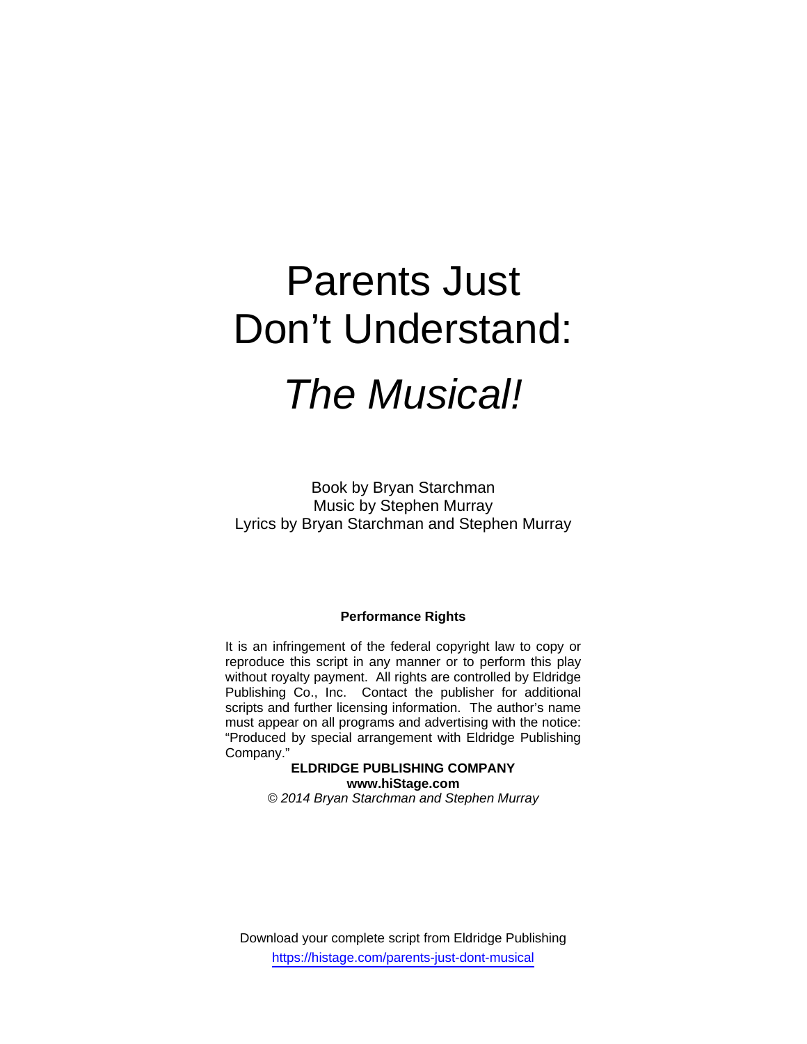# Parents Just Don't Understand:

# *The Musical!*

Book by Bryan Starchman
Music by Stephen Murray
Lyrics by Bryan Starchman and Stephen Murray

**Performance Rights**

It is an infringement of the federal copyright law to copy or reproduce this script in any manner or to perform this play without royalty payment. All rights are controlled by Eldridge Publishing Co., Inc. Contact the publisher for additional scripts and further licensing information. The author's name must appear on all programs and advertising with the notice: "Produced by special arrangement with Eldridge Publishing Company."

**ELDRIDGE PUBLISHING COMPANY**
**www.hiStage.com**
*© 2014 Bryan Starchman and Stephen Murray*

Download your complete script from Eldridge Publishing
https://histage.com/parents-just-dont-musical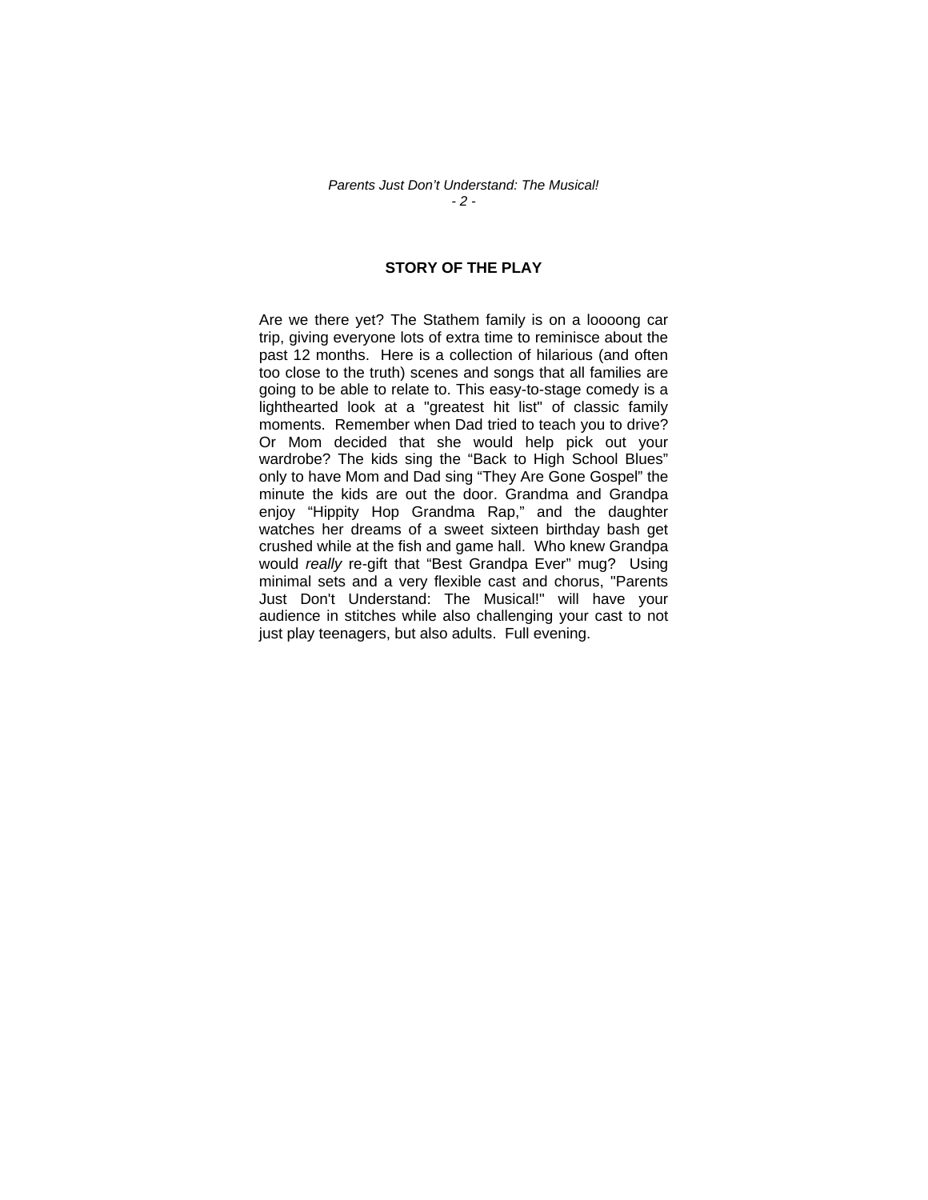## STORY OF THE PLAY

Are we there yet? The Stathem family is on a loooong car trip, giving everyone lots of extra time to reminisce about the past 12 months. Here is a collection of hilarious (and often too close to the truth) scenes and songs that all families are going to be able to relate to. This easy-to-stage comedy is a lighthearted look at a "greatest hit list" of classic family moments. Remember when Dad tried to teach you to drive? Or Mom decided that she would help pick out your wardrobe? The kids sing the "Back to High School Blues" only to have Mom and Dad sing "They Are Gone Gospel" the minute the kids are out the door. Grandma and Grandpa enjoy "Hippity Hop Grandma Rap," and the daughter watches her dreams of a sweet sixteen birthday bash get crushed while at the fish and game hall. Who knew Grandpa would *really* re-gift that "Best Grandpa Ever" mug? Using minimal sets and a very flexible cast and chorus, "Parents Just Don't Understand: The Musical!" will have your audience in stitches while also challenging your cast to not just play teenagers, but also adults. Full evening.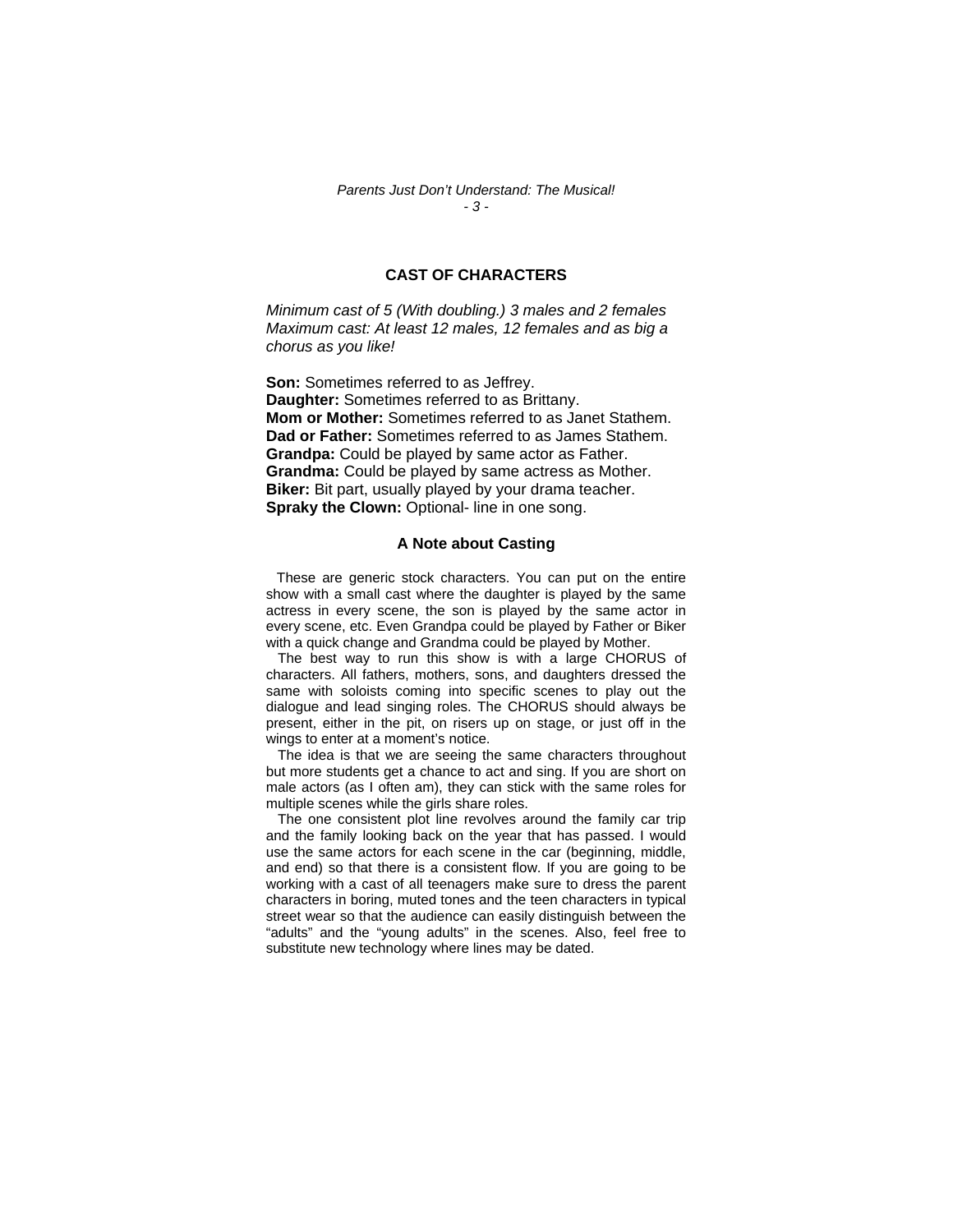## CAST OF CHARACTERS

*Minimum cast of 5 (With doubling.) 3 males and 2 females*
*Maximum cast: At least 12 males, 12 females and as big a chorus as you like!*

**Son:** Sometimes referred to as Jeffrey.
**Daughter:** Sometimes referred to as Brittany.
**Mom or Mother:** Sometimes referred to as Janet Stathem.
**Dad or Father:** Sometimes referred to as James Stathem.
**Grandpa:** Could be played by same actor as Father.
**Grandma:** Could be played by same actress as Mother.
**Biker:** Bit part, usually played by your drama teacher.
**Spraky the Clown:** Optional- line in one song.

### A Note about Casting

These are generic stock characters. You can put on the entire show with a small cast where the daughter is played by the same actress in every scene, the son is played by the same actor in every scene, etc. Even Grandpa could be played by Father or Biker with a quick change and Grandma could be played by Mother.

The best way to run this show is with a large CHORUS of characters. All fathers, mothers, sons, and daughters dressed the same with soloists coming into specific scenes to play out the dialogue and lead singing roles. The CHORUS should always be present, either in the pit, on risers up on stage, or just off in the wings to enter at a moment's notice.

The idea is that we are seeing the same characters throughout but more students get a chance to act and sing. If you are short on male actors (as I often am), they can stick with the same roles for multiple scenes while the girls share roles.

The one consistent plot line revolves around the family car trip and the family looking back on the year that has passed. I would use the same actors for each scene in the car (beginning, middle, and end) so that there is a consistent flow. If you are going to be working with a cast of all teenagers make sure to dress the parent characters in boring, muted tones and the teen characters in typical street wear so that the audience can easily distinguish between the "adults" and the "young adults" in the scenes. Also, feel free to substitute new technology where lines may be dated.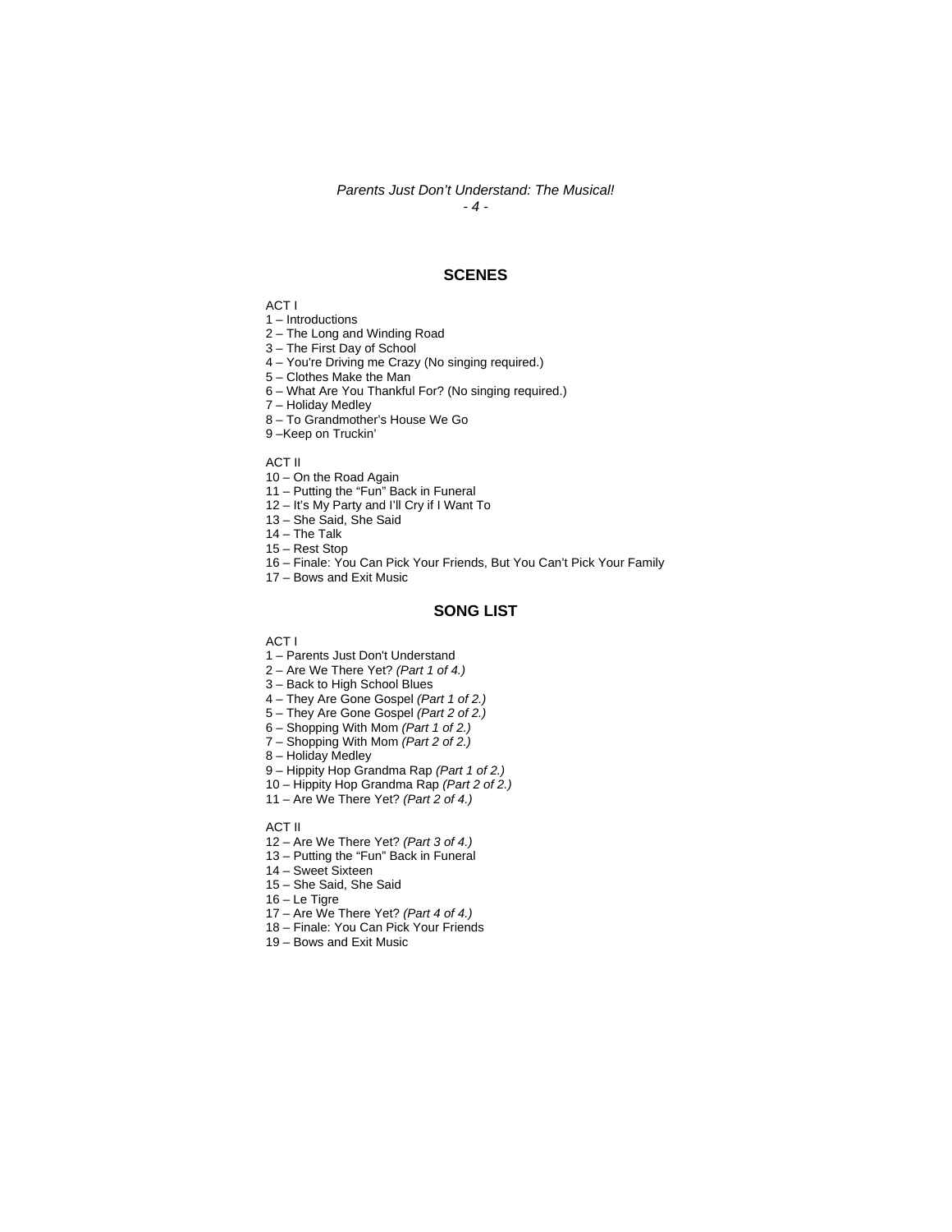## SCENES

ACT I

1 – Introductions
2 – The Long and Winding Road
3 – The First Day of School
4 – You're Driving me Crazy (No singing required.)
5 – Clothes Make the Man
6 – What Are You Thankful For? (No singing required.)
7 – Holiday Medley
8 – To Grandmother's House We Go
9 –Keep on Truckin'

ACT II

10 – On the Road Again
11 – Putting the "Fun" Back in Funeral
12 – It's My Party and I'll Cry if I Want To
13 – She Said, She Said
14 – The Talk
15 – Rest Stop
16 – Finale: You Can Pick Your Friends, But You Can't Pick Your Family
17 – Bows and Exit Music

## SONG LIST

ACT I

1 – Parents Just Don't Understand
2 – Are We There Yet? *(Part 1 of 4.)*
3 – Back to High School Blues
4 – They Are Gone Gospel *(Part 1 of 2.)*
5 – They Are Gone Gospel *(Part 2 of 2.)*
6 – Shopping With Mom *(Part 1 of 2.)*
7 – Shopping With Mom *(Part 2 of 2.)*
8 – Holiday Medley
9 – Hippity Hop Grandma Rap *(Part 1 of 2.)*
10 – Hippity Hop Grandma Rap *(Part 2 of 2.)*
11 – Are We There Yet? *(Part 2 of 4.)*

ACT II

12 – Are We There Yet? *(Part 3 of 4.)*
13 – Putting the "Fun" Back in Funeral
14 – Sweet Sixteen
15 – She Said, She Said
16 – Le Tigre
17 – Are We There Yet? *(Part 4 of 4.)*
18 – Finale: You Can Pick Your Friends
19 – Bows and Exit Music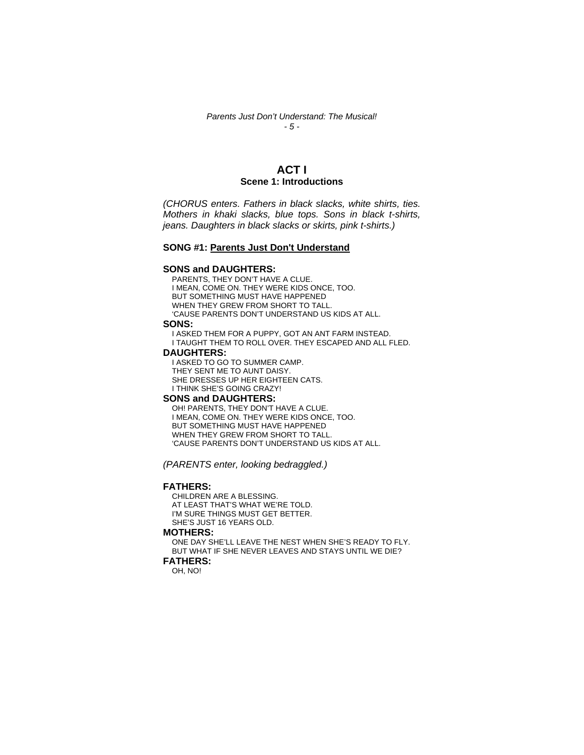# ACT I

## Scene 1: Introductions

*(CHORUS enters. Fathers in black slacks, white shirts, ties. Mothers in khaki slacks, blue tops. Sons in black t-shirts, jeans. Daughters in black slacks or skirts, pink t-shirts.)*

**SONG #1: Parents Just Don't Understand**

**SONS and DAUGHTERS:**

PARENTS, THEY DON'T HAVE A CLUE.
I MEAN, COME ON. THEY WERE KIDS ONCE, TOO.
BUT SOMETHING MUST HAVE HAPPENED
WHEN THEY GREW FROM SHORT TO TALL.
'CAUSE PARENTS DON'T UNDERSTAND US KIDS AT ALL.

**SONS:**

I ASKED THEM FOR A PUPPY, GOT AN ANT FARM INSTEAD.
I TAUGHT THEM TO ROLL OVER. THEY ESCAPED AND ALL FLED.

**DAUGHTERS:**

I ASKED TO GO TO SUMMER CAMP.
THEY SENT ME TO AUNT DAISY.
SHE DRESSES UP HER EIGHTEEN CATS.
I THINK SHE'S GOING CRAZY!

**SONS and DAUGHTERS:**

OH! PARENTS, THEY DON'T HAVE A CLUE.
I MEAN, COME ON. THEY WERE KIDS ONCE, TOO.
BUT SOMETHING MUST HAVE HAPPENED
WHEN THEY GREW FROM SHORT TO TALL.
'CAUSE PARENTS DON'T UNDERSTAND US KIDS AT ALL.

*(PARENTS enter, looking bedraggled.)*

**FATHERS:**

CHILDREN ARE A BLESSING.
AT LEAST THAT'S WHAT WE'RE TOLD.
I'M SURE THINGS MUST GET BETTER.
SHE'S JUST 16 YEARS OLD.

**MOTHERS:**

ONE DAY SHE'LL LEAVE THE NEST WHEN SHE'S READY TO FLY.
BUT WHAT IF SHE NEVER LEAVES AND STAYS UNTIL WE DIE?

**FATHERS:**

OH, NO!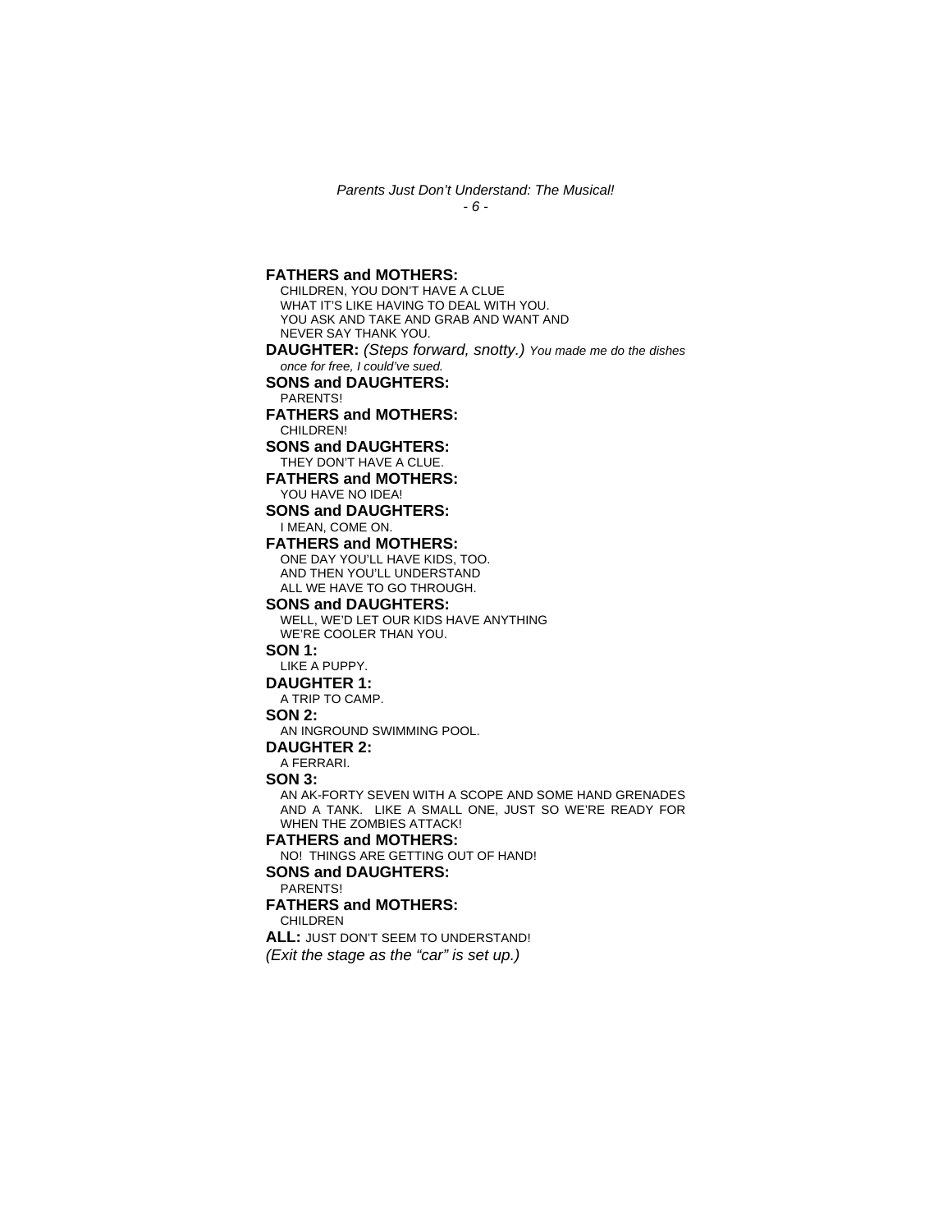**FATHERS and MOTHERS:**
CHILDREN, YOU DON'T HAVE A CLUE
WHAT IT'S LIKE HAVING TO DEAL WITH YOU.
YOU ASK AND TAKE AND GRAB AND WANT AND
NEVER SAY THANK YOU.

**DAUGHTER:** *(Steps forward, snotty.) You made me do the dishes once for free, I could've sued.*

**SONS and DAUGHTERS:**
PARENTS!

**FATHERS and MOTHERS:**
CHILDREN!

**SONS and DAUGHTERS:**
THEY DON'T HAVE A CLUE.

**FATHERS and MOTHERS:**
YOU HAVE NO IDEA!

**SONS and DAUGHTERS:**
I MEAN, COME ON.

**FATHERS and MOTHERS:**
ONE DAY YOU'LL HAVE KIDS, TOO.
AND THEN YOU'LL UNDERSTAND
ALL WE HAVE TO GO THROUGH.

**SONS and DAUGHTERS:**
WELL, WE'D LET OUR KIDS HAVE ANYTHING
WE'RE COOLER THAN YOU.

**SON 1:**
LIKE A PUPPY.

**DAUGHTER 1:**
A TRIP TO CAMP.

**SON 2:**
AN INGROUND SWIMMING POOL.

**DAUGHTER 2:**
A FERRARI.

**SON 3:**
AN AK-FORTY SEVEN WITH A SCOPE AND SOME HAND GRENADES AND A TANK. LIKE A SMALL ONE, JUST SO WE'RE READY FOR WHEN THE ZOMBIES ATTACK!

**FATHERS and MOTHERS:**
NO! THINGS ARE GETTING OUT OF HAND!

**SONS and DAUGHTERS:**
PARENTS!

**FATHERS and MOTHERS:**
CHILDREN

**ALL:** JUST DON'T SEEM TO UNDERSTAND!

*(Exit the stage as the "car" is set up.)*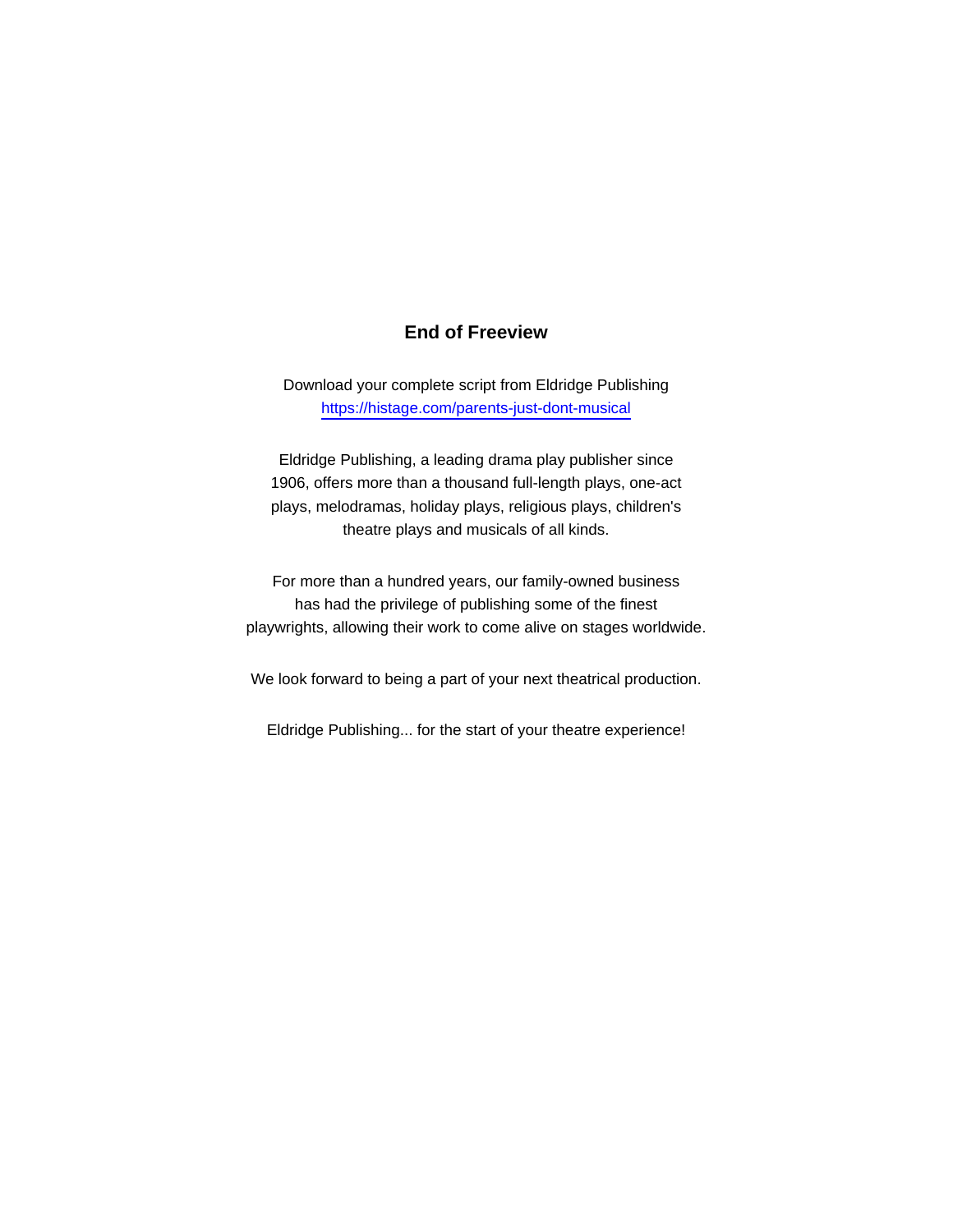## End of Freeview

Download your complete script from Eldridge Publishing
[https://histage.com/parents-just-dont-musical](https://histage.com/parents-just-dont-musical)

Eldridge Publishing, a leading drama play publisher since 1906, offers more than a thousand full-length plays, one-act plays, melodramas, holiday plays, religious plays, children's theatre plays and musicals of all kinds.

For more than a hundred years, our family-owned business has had the privilege of publishing some of the finest playwrights, allowing their work to come alive on stages worldwide.

We look forward to being a part of your next theatrical production.

Eldridge Publishing... for the start of your theatre experience!